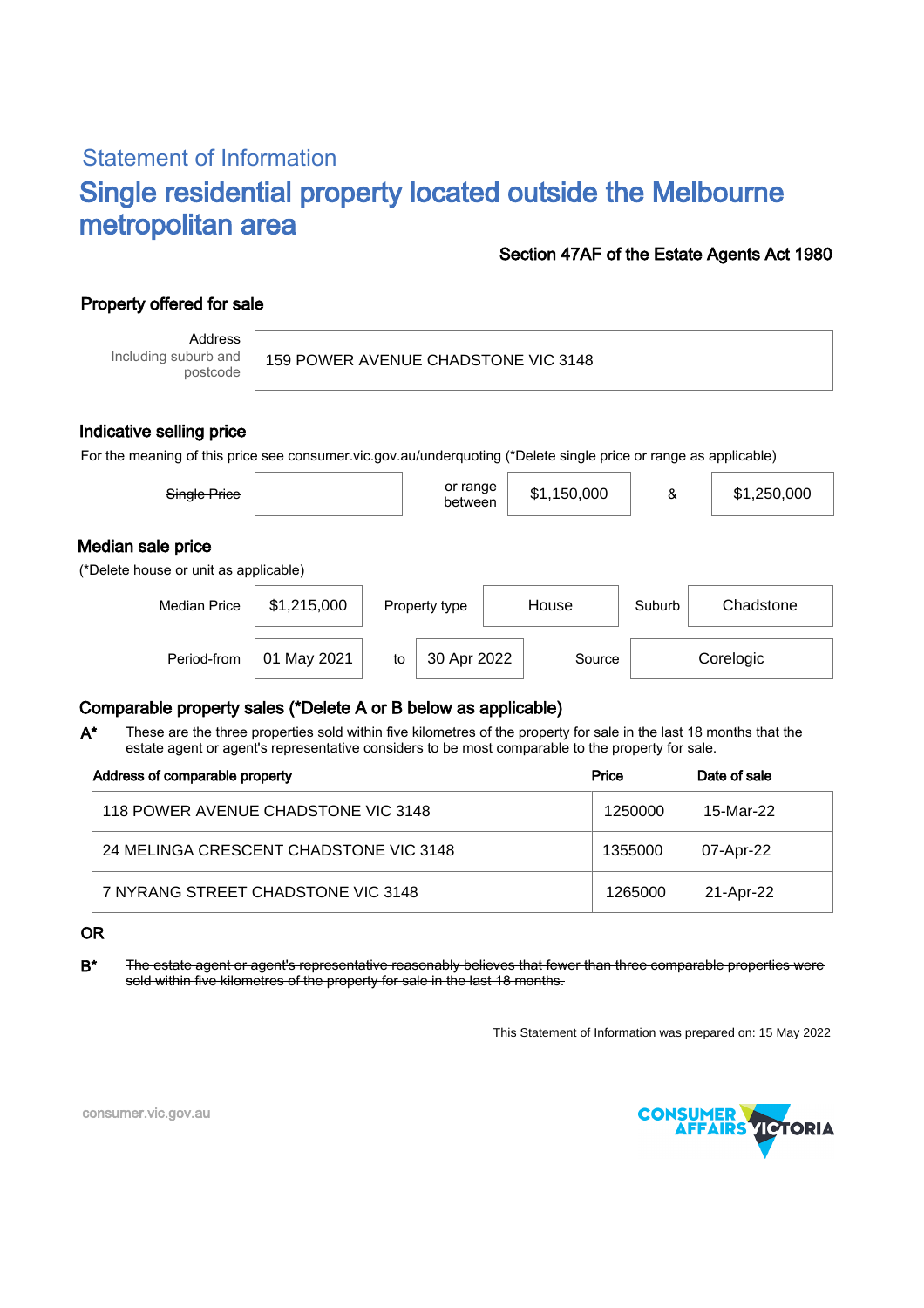Statement of Information

# Single residential property located outside the Melbourne metropolitan area

**Section 47AF of the Estate Agents Act 1980**

## Property offered for sale

| Address<br>Including suburb and postcode | 159 POWER AVENUE CHADSTONE VIC 3148 |
|---|---|

## Indicative selling price

For the meaning of this price see consumer.vic.gov.au/underquoting (*Delete single price or range as applicable)

| ~~Single Price~~ | | or range between | $1,150,000 | & | $1,250,000 |
|---|---|---|---|---|---|

## Median sale price

(*Delete house or unit as applicable)

| Median Price | $1,215,000 | Property type | House | Suburb | Chadstone |
|---|---|---|---|---|---|
| Period-from | 01 May 2021 | to | 30 Apr 2022 | Source | Corelogic |

## Comparable property sales (*Delete A or B below as applicable)

**A*** These are the three properties sold within five kilometres of the property for sale in the last 18 months that the estate agent or agent's representative considers to be most comparable to the property for sale.

| Address of comparable property | Price | Date of sale |
|---|---|---|
| 118 POWER AVENUE CHADSTONE VIC 3148 | 1250000 | 15-Mar-22 |
| 24 MELINGA CRESCENT CHADSTONE VIC 3148 | 1355000 | 07-Apr-22 |
| 7 NYRANG STREET CHADSTONE VIC 3148 | 1265000 | 21-Apr-22 |

**OR**

**B*** ~~The estate agent or agent's representative reasonably believes that fewer than three comparable properties were sold within five kilometres of the property for sale in the last 18 months.~~

This Statement of Information was prepared on: 15 May 2022

consumer.vic.gov.au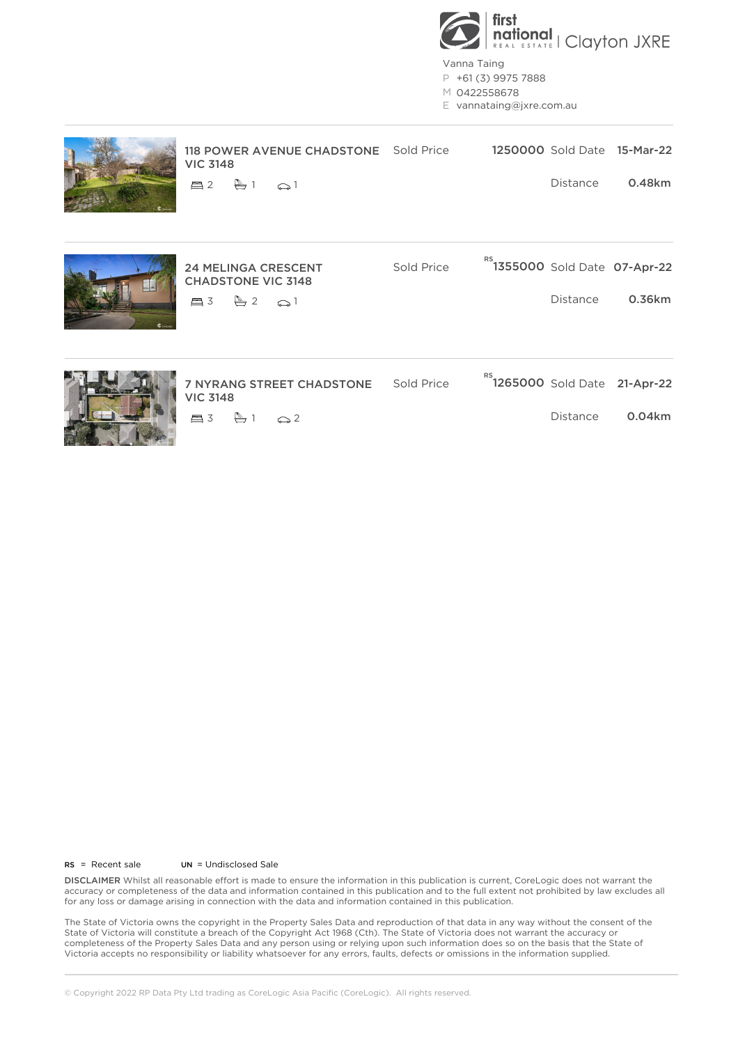first national REAL ESTATE | Clayton JXRE

Vanna Taing
P +61 (3) 9975 7888
M 0422558678
E vannataing@jxre.com.au

| | | | |
|---|---|---|---|
| **118 POWER AVENUE CHADSTONE VIC 3148** | Sold Price **1250000** | Sold Date **15-Mar-22** | |
| 2 bed, 1 bath, 1 car | | Distance **0.48km** | |
| **24 MELINGA CRESCENT CHADSTONE VIC 3148** | Sold Price RS **1355000** | Sold Date **07-Apr-22** | |
| 3 bed, 2 bath, 1 car | | Distance **0.36km** | |
| **7 NYRANG STREET CHADSTONE VIC 3148** | Sold Price RS **1265000** | Sold Date **21-Apr-22** | |
| 3 bed, 1 bath, 2 car | | Distance **0.04km** | |

**RS** = Recent sale **UN** = Undisclosed Sale

**DISCLAIMER** Whilst all reasonable effort is made to ensure the information in this publication is current, CoreLogic does not warrant the accuracy or completeness of the data and information contained in this publication and to the full extent not prohibited by law excludes all for any loss or damage arising in connection with the data and information contained in this publication.

The State of Victoria owns the copyright in the Property Sales Data and reproduction of that data in any way without the consent of the State of Victoria will constitute a breach of the Copyright Act 1968 (Cth). The State of Victoria does not warrant the accuracy or completeness of the Property Sales Data and any person using or relying upon such information does so on the basis that the State of Victoria accepts no responsibility or liability whatsoever for any errors, faults, defects or omissions in the information supplied.

© Copyright 2022 RP Data Pty Ltd trading as CoreLogic Asia Pacific (CoreLogic). All rights reserved.